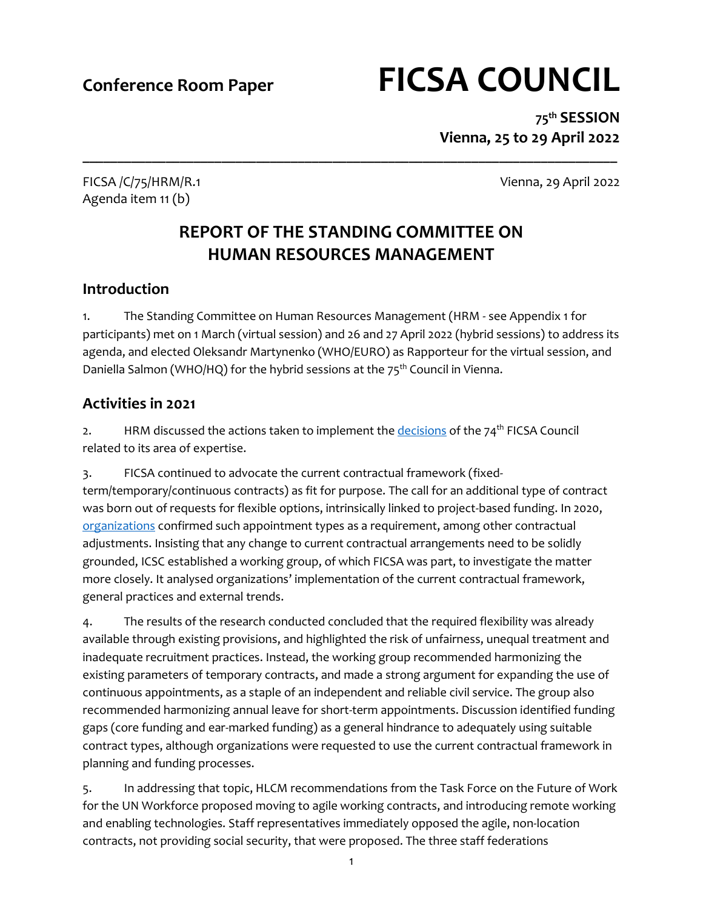Conference Room Paper

# FICSA COUNCIL

**75th SESSION**
**Vienna, 25 to 29 April 2022**

---

FICSA /C/75/HRM/R.1
Agenda item 11 (b)

Vienna, 29 April 2022

## REPORT OF THE STANDING COMMITTEE ON HUMAN RESOURCES MANAGEMENT

## Introduction

1. The Standing Committee on Human Resources Management (HRM - see Appendix 1 for participants) met on 1 March (virtual session) and 26 and 27 April 2022 (hybrid sessions) to address its agenda, and elected Oleksandr Martynenko (WHO/EURO) as Rapporteur for the virtual session, and Daniella Salmon (WHO/HQ) for the hybrid sessions at the 75th Council in Vienna.

## Activities in 2021

2. HRM discussed the actions taken to implement the decisions of the 74th FICSA Council related to its area of expertise.

3. FICSA continued to advocate the current contractual framework (fixed-term/temporary/continuous contracts) as fit for purpose. The call for an additional type of contract was born out of requests for flexible options, intrinsically linked to project-based funding. In 2020, organizations confirmed such appointment types as a requirement, among other contractual adjustments. Insisting that any change to current contractual arrangements need to be solidly grounded, ICSC established a working group, of which FICSA was part, to investigate the matter more closely. It analysed organizations' implementation of the current contractual framework, general practices and external trends.

4. The results of the research conducted concluded that the required flexibility was already available through existing provisions, and highlighted the risk of unfairness, unequal treatment and inadequate recruitment practices. Instead, the working group recommended harmonizing the existing parameters of temporary contracts, and made a strong argument for expanding the use of continuous appointments, as a staple of an independent and reliable civil service. The group also recommended harmonizing annual leave for short-term appointments. Discussion identified funding gaps (core funding and ear-marked funding) as a general hindrance to adequately using suitable contract types, although organizations were requested to use the current contractual framework in planning and funding processes.

5. In addressing that topic, HLCM recommendations from the Task Force on the Future of Work for the UN Workforce proposed moving to agile working contracts, and introducing remote working and enabling technologies. Staff representatives immediately opposed the agile, non-location contracts, not providing social security, that were proposed. The three staff federations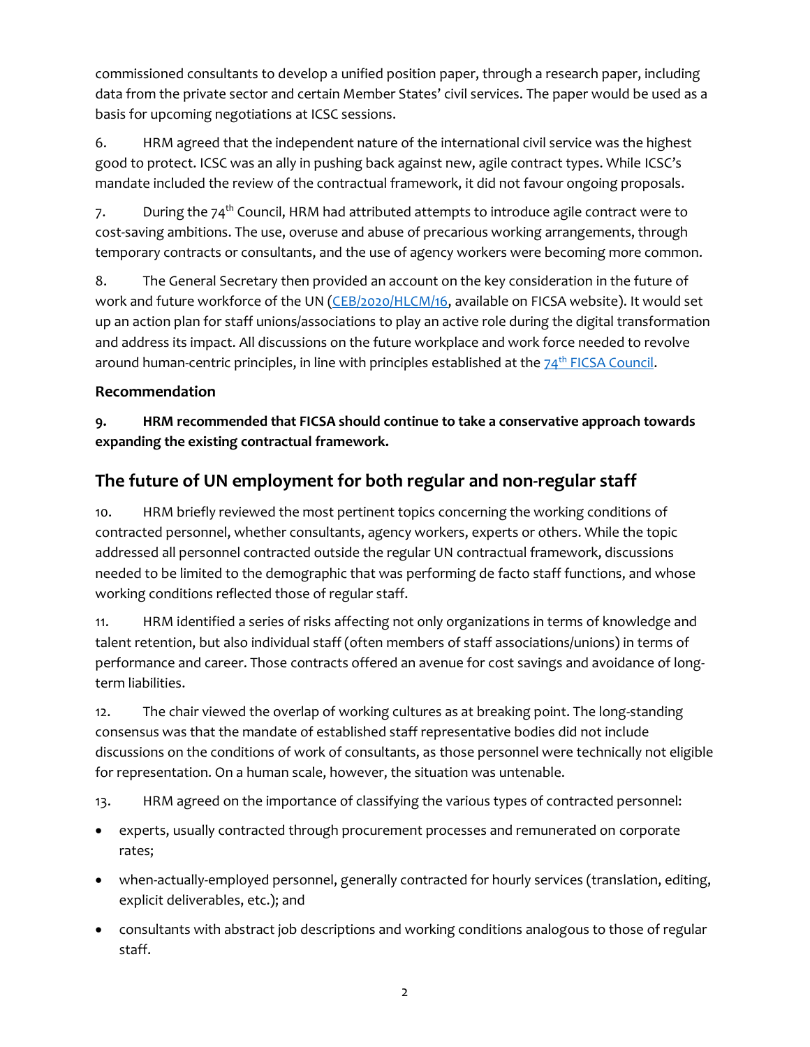commissioned consultants to develop a unified position paper, through a research paper, including data from the private sector and certain Member States' civil services. The paper would be used as a basis for upcoming negotiations at ICSC sessions.

6. HRM agreed that the independent nature of the international civil service was the highest good to protect. ICSC was an ally in pushing back against new, agile contract types. While ICSC's mandate included the review of the contractual framework, it did not favour ongoing proposals.

7. During the 74th Council, HRM had attributed attempts to introduce agile contract were to cost-saving ambitions. The use, overuse and abuse of precarious working arrangements, through temporary contracts or consultants, and the use of agency workers were becoming more common.

8. The General Secretary then provided an account on the key consideration in the future of work and future workforce of the UN ([CEB/2020/HLCM/16](CEB/2020/HLCM/16), available on FICSA website). It would set up an action plan for staff unions/associations to play an active role during the digital transformation and address its impact. All discussions on the future workplace and work force needed to revolve around human-centric principles, in line with principles established at the [74th FICSA Council](74th FICSA Council).

### Recommendation

**9. HRM recommended that FICSA should continue to take a conservative approach towards expanding the existing contractual framework.**

## The future of UN employment for both regular and non-regular staff

10. HRM briefly reviewed the most pertinent topics concerning the working conditions of contracted personnel, whether consultants, agency workers, experts or others. While the topic addressed all personnel contracted outside the regular UN contractual framework, discussions needed to be limited to the demographic that was performing de facto staff functions, and whose working conditions reflected those of regular staff.

11. HRM identified a series of risks affecting not only organizations in terms of knowledge and talent retention, but also individual staff (often members of staff associations/unions) in terms of performance and career. Those contracts offered an avenue for cost savings and avoidance of long-term liabilities.

12. The chair viewed the overlap of working cultures as at breaking point. The long-standing consensus was that the mandate of established staff representative bodies did not include discussions on the conditions of work of consultants, as those personnel were technically not eligible for representation. On a human scale, however, the situation was untenable.

13. HRM agreed on the importance of classifying the various types of contracted personnel:

- experts, usually contracted through procurement processes and remunerated on corporate rates;
- when-actually-employed personnel, generally contracted for hourly services (translation, editing, explicit deliverables, etc.); and
- consultants with abstract job descriptions and working conditions analogous to those of regular staff.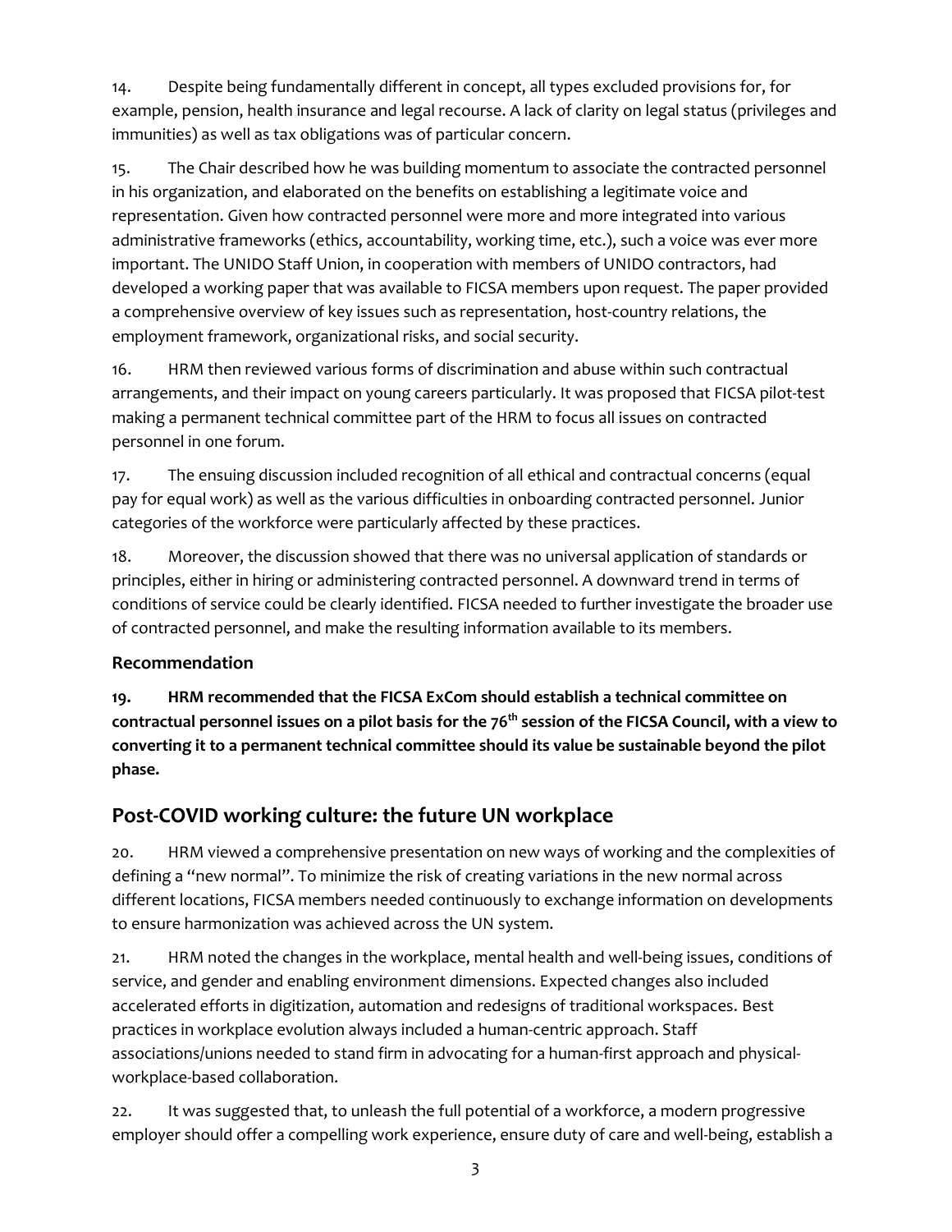14. Despite being fundamentally different in concept, all types excluded provisions for, for example, pension, health insurance and legal recourse. A lack of clarity on legal status (privileges and immunities) as well as tax obligations was of particular concern.

15. The Chair described how he was building momentum to associate the contracted personnel in his organization, and elaborated on the benefits on establishing a legitimate voice and representation. Given how contracted personnel were more and more integrated into various administrative frameworks (ethics, accountability, working time, etc.), such a voice was ever more important. The UNIDO Staff Union, in cooperation with members of UNIDO contractors, had developed a working paper that was available to FICSA members upon request. The paper provided a comprehensive overview of key issues such as representation, host-country relations, the employment framework, organizational risks, and social security.

16. HRM then reviewed various forms of discrimination and abuse within such contractual arrangements, and their impact on young careers particularly. It was proposed that FICSA pilot-test making a permanent technical committee part of the HRM to focus all issues on contracted personnel in one forum.

17. The ensuing discussion included recognition of all ethical and contractual concerns (equal pay for equal work) as well as the various difficulties in onboarding contracted personnel. Junior categories of the workforce were particularly affected by these practices.

18. Moreover, the discussion showed that there was no universal application of standards or principles, either in hiring or administering contracted personnel. A downward trend in terms of conditions of service could be clearly identified. FICSA needed to further investigate the broader use of contracted personnel, and make the resulting information available to its members.

### Recommendation

**19. HRM recommended that the FICSA ExCom should establish a technical committee on contractual personnel issues on a pilot basis for the 76th session of the FICSA Council, with a view to converting it to a permanent technical committee should its value be sustainable beyond the pilot phase.**

## Post-COVID working culture: the future UN workplace

20. HRM viewed a comprehensive presentation on new ways of working and the complexities of defining a "new normal". To minimize the risk of creating variations in the new normal across different locations, FICSA members needed continuously to exchange information on developments to ensure harmonization was achieved across the UN system.

21. HRM noted the changes in the workplace, mental health and well-being issues, conditions of service, and gender and enabling environment dimensions. Expected changes also included accelerated efforts in digitization, automation and redesigns of traditional workspaces. Best practices in workplace evolution always included a human-centric approach. Staff associations/unions needed to stand firm in advocating for a human-first approach and physical-workplace-based collaboration.

22. It was suggested that, to unleash the full potential of a workforce, a modern progressive employer should offer a compelling work experience, ensure duty of care and well-being, establish a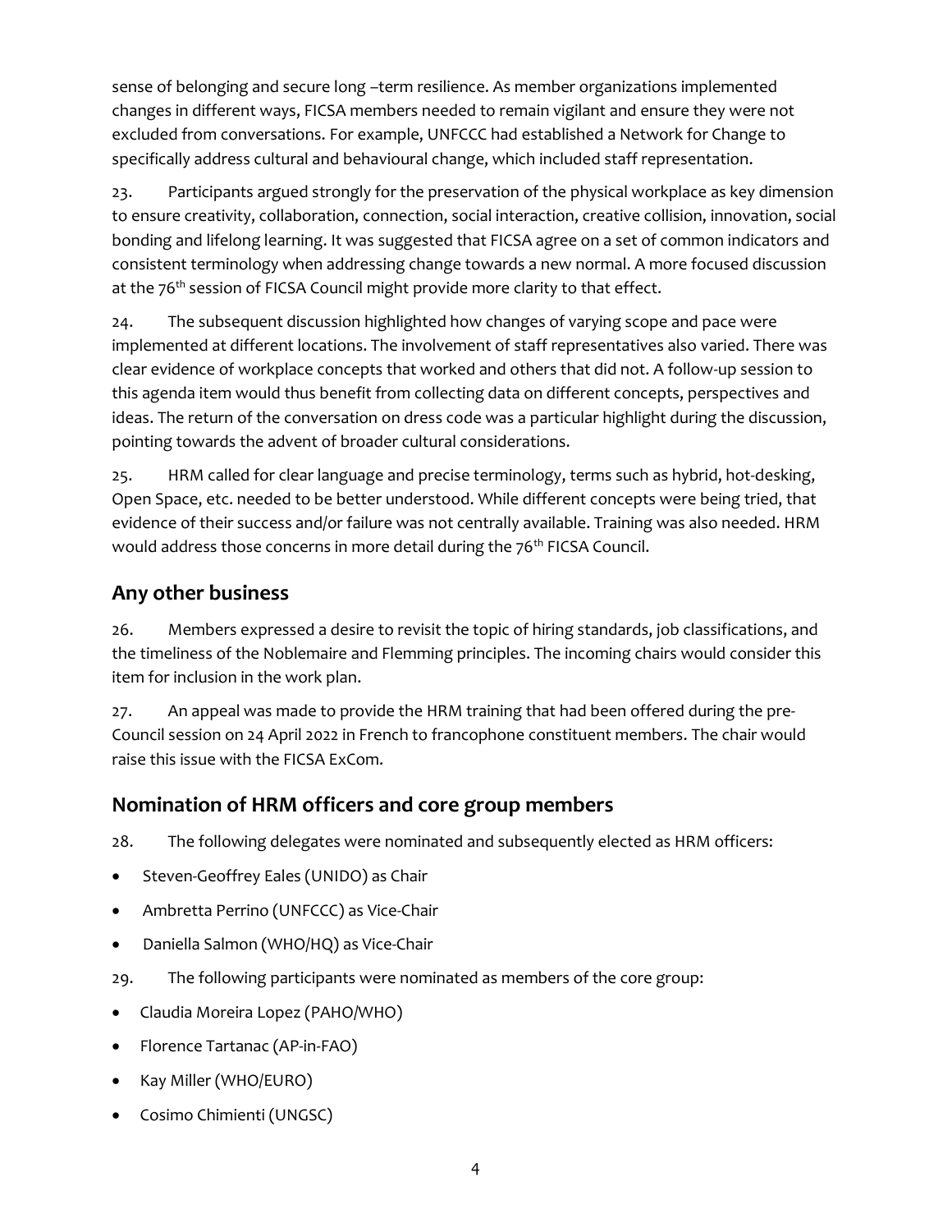sense of belonging and secure long –term resilience. As member organizations implemented changes in different ways, FICSA members needed to remain vigilant and ensure they were not excluded from conversations. For example, UNFCCC had established a Network for Change to specifically address cultural and behavioural change, which included staff representation.

23. Participants argued strongly for the preservation of the physical workplace as key dimension to ensure creativity, collaboration, connection, social interaction, creative collision, innovation, social bonding and lifelong learning. It was suggested that FICSA agree on a set of common indicators and consistent terminology when addressing change towards a new normal. A more focused discussion at the 76th session of FICSA Council might provide more clarity to that effect.

24. The subsequent discussion highlighted how changes of varying scope and pace were implemented at different locations. The involvement of staff representatives also varied. There was clear evidence of workplace concepts that worked and others that did not. A follow-up session to this agenda item would thus benefit from collecting data on different concepts, perspectives and ideas. The return of the conversation on dress code was a particular highlight during the discussion, pointing towards the advent of broader cultural considerations.

25. HRM called for clear language and precise terminology, terms such as hybrid, hot-desking, Open Space, etc. needed to be better understood. While different concepts were being tried, that evidence of their success and/or failure was not centrally available. Training was also needed. HRM would address those concerns in more detail during the 76th FICSA Council.

## Any other business

26. Members expressed a desire to revisit the topic of hiring standards, job classifications, and the timeliness of the Noblemaire and Flemming principles. The incoming chairs would consider this item for inclusion in the work plan.

27. An appeal was made to provide the HRM training that had been offered during the pre-Council session on 24 April 2022 in French to francophone constituent members. The chair would raise this issue with the FICSA ExCom.

## Nomination of HRM officers and core group members

28. The following delegates were nominated and subsequently elected as HRM officers:

- Steven-Geoffrey Eales (UNIDO) as Chair
- Ambretta Perrino (UNFCCC) as Vice-Chair
- Daniella Salmon (WHO/HQ) as Vice-Chair

29. The following participants were nominated as members of the core group:

- Claudia Moreira Lopez (PAHO/WHO)
- Florence Tartanac (AP-in-FAO)
- Kay Miller (WHO/EURO)
- Cosimo Chimienti (UNGSC)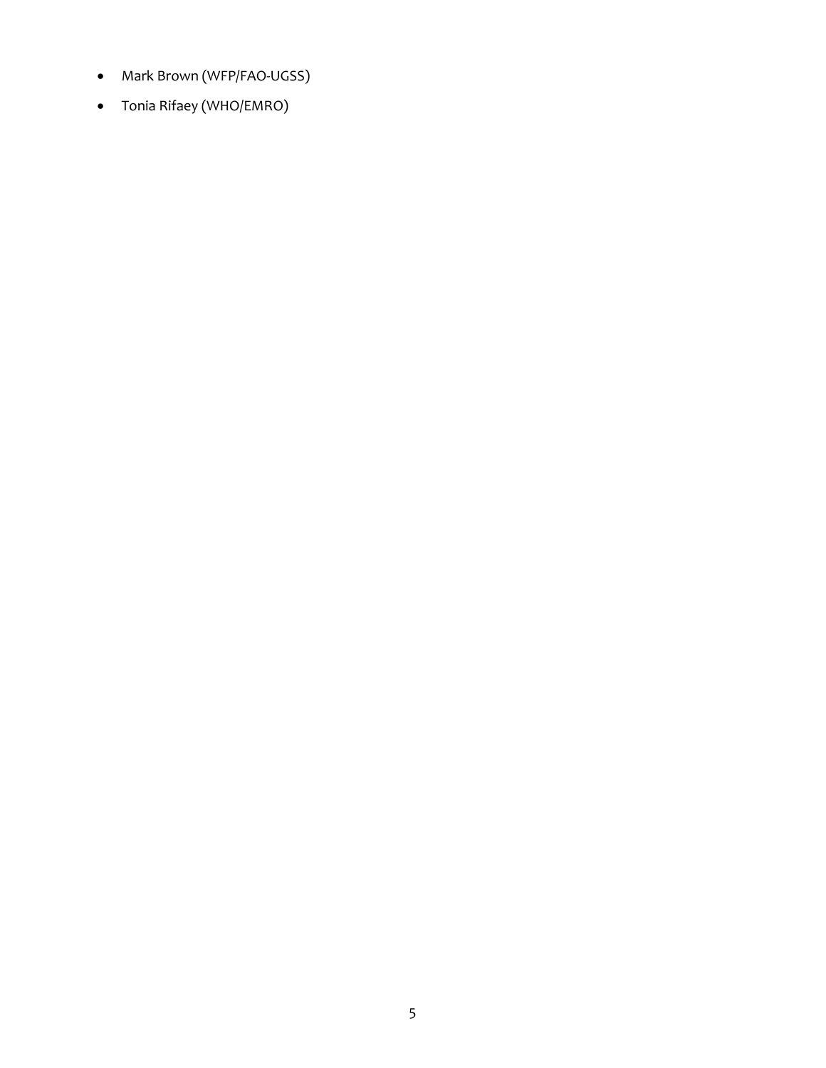- Mark Brown (WFP/FAO-UGSS)
- Tonia Rifaey (WHO/EMRO)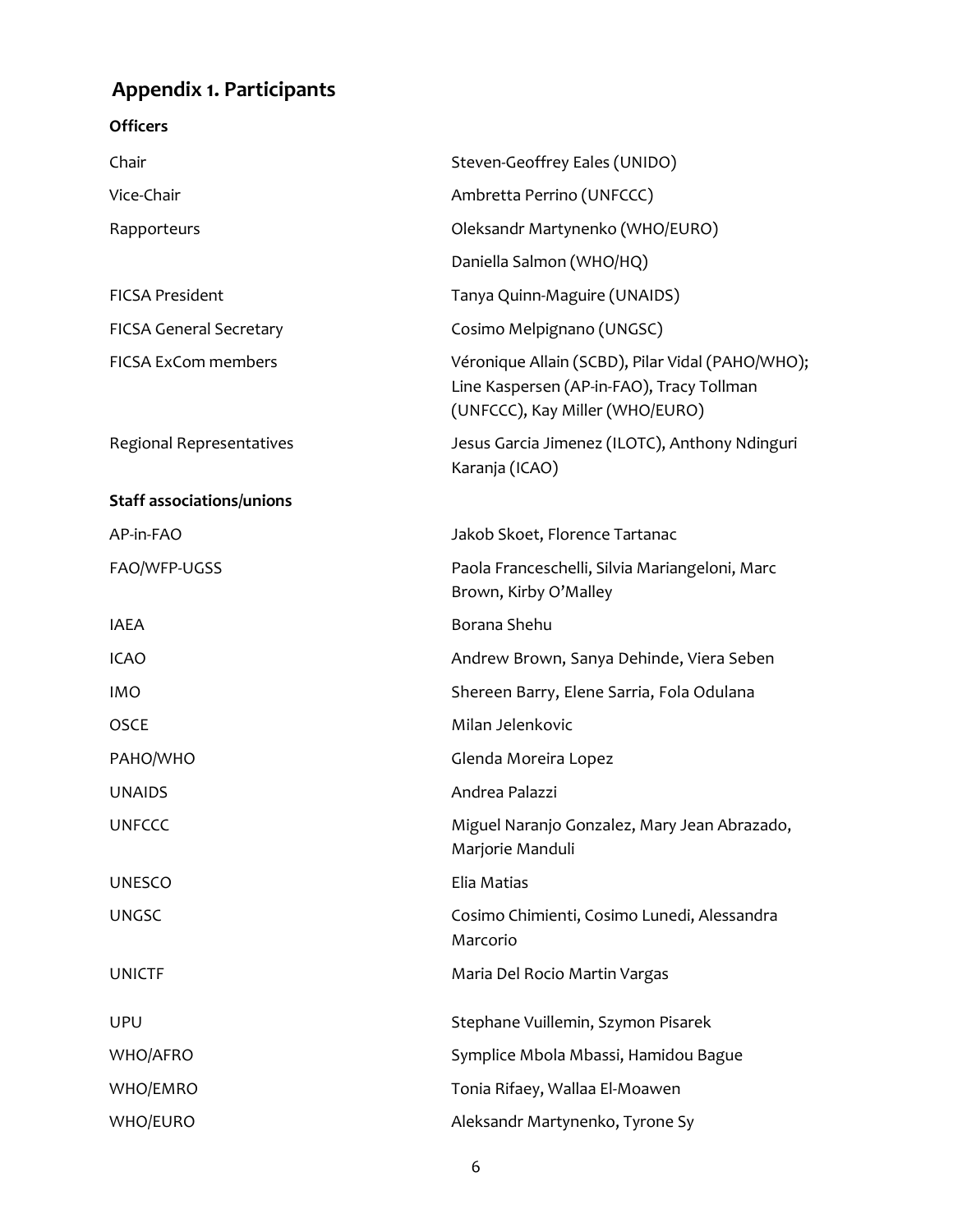## Appendix 1. Participants

**Officers**

| | |
|---|---|
| Chair | Steven-Geoffrey Eales (UNIDO) |
| Vice-Chair | Ambretta Perrino (UNFCCC) |
| Rapporteurs | Oleksandr Martynenko (WHO/EURO) |
| | Daniella Salmon (WHO/HQ) |
| FICSA President | Tanya Quinn-Maguire (UNAIDS) |
| FICSA General Secretary | Cosimo Melpignano (UNGSC) |
| FICSA ExCom members | Véronique Allain (SCBD), Pilar Vidal (PAHO/WHO); Line Kaspersen (AP-in-FAO), Tracy Tollman (UNFCCC), Kay Miller (WHO/EURO) |
| Regional Representatives | Jesus Garcia Jimenez (ILOTC), Anthony Ndinguri Karanja (ICAO) |

**Staff associations/unions**

| | |
|---|---|
| AP-in-FAO | Jakob Skoet, Florence Tartanac |
| FAO/WFP-UGSS | Paola Franceschelli, Silvia Mariangeloni, Marc Brown, Kirby O'Malley |
| IAEA | Borana Shehu |
| ICAO | Andrew Brown, Sanya Dehinde, Viera Seben |
| IMO | Shereen Barry, Elene Sarria, Fola Odulana |
| OSCE | Milan Jelenkovic |
| PAHO/WHO | Glenda Moreira Lopez |
| UNAIDS | Andrea Palazzi |
| UNFCCC | Miguel Naranjo Gonzalez, Mary Jean Abrazado, Marjorie Manduli |
| UNESCO | Elia Matias |
| UNGSC | Cosimo Chimienti, Cosimo Lunedi, Alessandra Marcorio |
| UNICTF | Maria Del Rocio Martin Vargas |
| UPU | Stephane Vuillemin, Szymon Pisarek |
| WHO/AFRO | Symplice Mbola Mbassi, Hamidou Bague |
| WHO/EMRO | Tonia Rifaey, Wallaa El-Moawen |
| WHO/EURO | Aleksandr Martynenko, Tyrone Sy |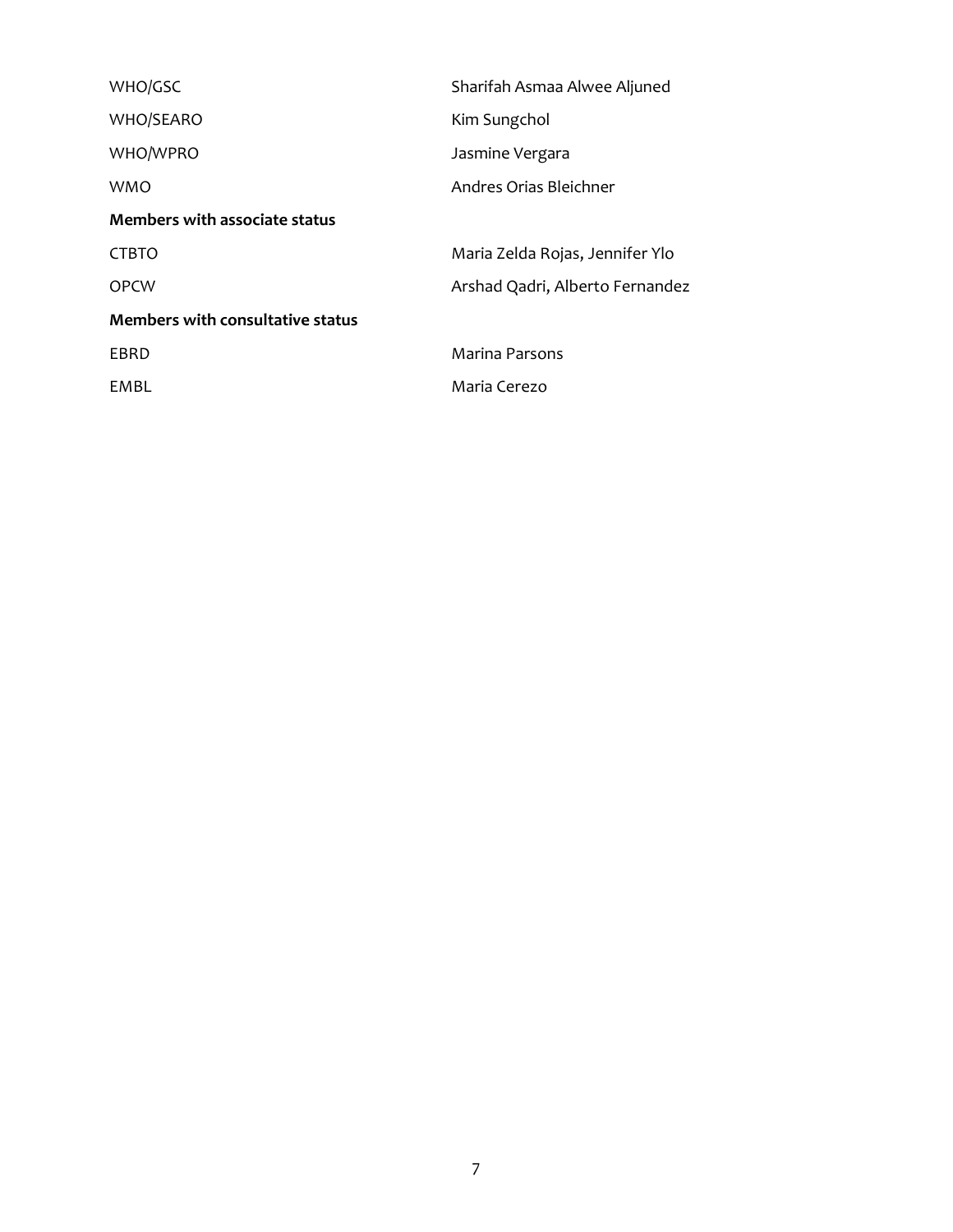| | |
|---|---|
| WHO/GSC | Sharifah Asmaa Alwee Aljuned |
| WHO/SEARO | Kim Sungchol |
| WHO/WPRO | Jasmine Vergara |
| WMO | Andres Orias Bleichner |
| **Members with associate status** | |
| CTBTO | Maria Zelda Rojas, Jennifer Ylo |
| OPCW | Arshad Qadri, Alberto Fernandez |
| **Members with consultative status** | |
| EBRD | Marina Parsons |
| EMBL | Maria Cerezo |